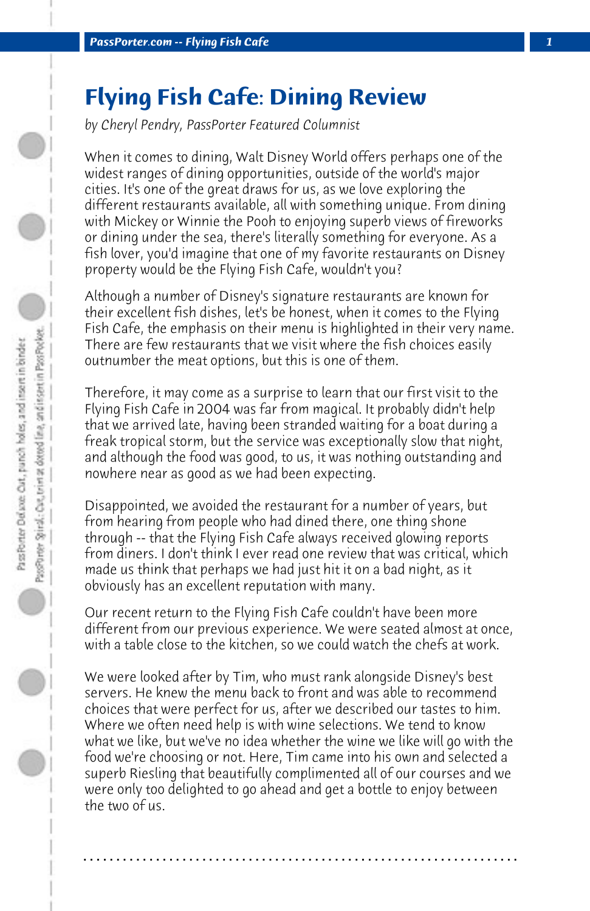# Flying Fish Cafe: Dining Review

*by Cheryl Pendry, PassPorter Featured Columnist*

When it comes to dining, Walt Disney World offers perhaps one of the widest ranges of dining opportunities, outside of the world's major cities. It's one of the great draws for us, as we love exploring the different restaurants available, all with something unique. From dining with Mickey or Winnie the Pooh to enjoying superb views of fireworks or dining under the sea, there's literally something for everyone. As a fish lover, you'd imagine that one of my favorite restaurants on Disney property would be the Flying Fish Cafe, wouldn't you?

Although a number of Disney's signature restaurants are known for their excellent fish dishes, let's be honest, when it comes to the Flying Fish Cafe, the emphasis on their menu is highlighted in their very name. There are few restaurants that we visit where the fish choices easily outnumber the meat options, but this is one of them.

Therefore, it may come as a surprise to learn that our first visit to the Flying Fish Cafe in 2004 was far from magical. It probably didn't help that we arrived late, having been stranded waiting for a boat during a freak tropical storm, but the service was exceptionally slow that night, and although the food was good, to us, it was nothing outstanding and nowhere near as good as we had been expecting.

Disappointed, we avoided the restaurant for a number of years, but from hearing from people who had dined there, one thing shone through -- that the Flying Fish Cafe always received glowing reports from diners. I don't think I ever read one review that was critical, which made us think that perhaps we had just hit it on a bad night, as it obviously has an excellent reputation with many.

Our recent return to the Flying Fish Cafe couldn't have been more different from our previous experience. We were seated almost at once, with a table close to the kitchen, so we could watch the chefs at work.

We were looked after by Tim, who must rank alongside Disney's best servers. He knew the menu back to front and was able to recommend choices that were perfect for us, after we described our tastes to him. Where we often need help is with wine selections. We tend to know what we like, but we've no idea whether the wine we like will go with the food we're choosing or not. Here, Tim came into his own and selected a superb Riesling that beautifully complimented all of our courses and we were only too delighted to go ahead and get a bottle to enjoy between the two of us.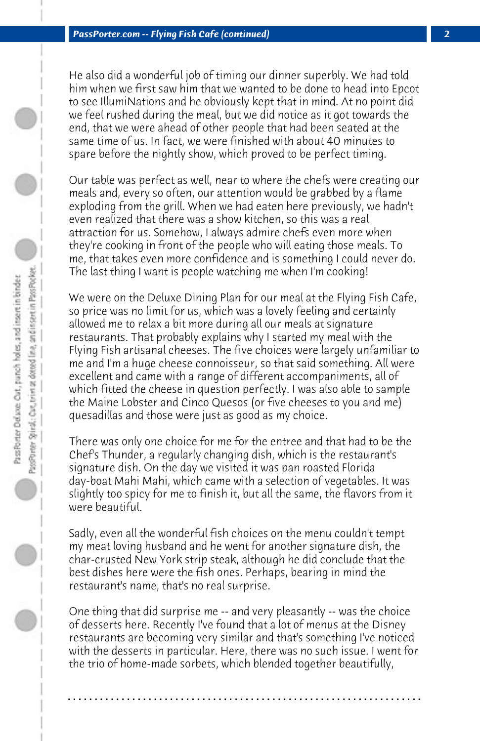He also did a wonderful job of timing our dinner superbly. We had told him when we first saw him that we wanted to be done to head into Epcot to see IllumiNations and he obviously kept that in mind. At no point did we feel rushed during the meal, but we did notice as it got towards the end, that we were ahead of other people that had been seated at the same time of us. In fact, we were finished with about 40 minutes to spare before the nightly show, which proved to be perfect timing.

Our table was perfect as well, near to where the chefs were creating our meals and, every so often, our attention would be grabbed by a flame exploding from the grill. When we had eaten here previously, we hadn't even realized that there was a show kitchen, so this was a real attraction for us. Somehow, I always admire chefs even more when they're cooking in front of the people who will eating those meals. To me, that takes even more confidence and is something I could never do. The last thing I want is people watching me when I'm cooking!

We were on the Deluxe Dining Plan for our meal at the Flying Fish Cafe, so price was no limit for us, which was a lovely feeling and certainly allowed me to relax a bit more during all our meals at signature restaurants. That probably explains why I started my meal with the Flying Fish artisanal cheeses. The five choices were largely unfamiliar to me and I'm a huge cheese connoisseur, so that said something. All were excellent and came with a range of different accompaniments, all of which fitted the cheese in question perfectly. I was also able to sample the Maine Lobster and Cinco Quesos (or five cheeses to you and me) quesadillas and those were just as good as my choice.

There was only one choice for me for the entree and that had to be the Chef's Thunder, a regularly changing dish, which is the restaurant's signature dish. On the day we visited it was pan roasted Florida day-boat Mahi Mahi, which came with a selection of vegetables. It was slightly too spicy for me to finish it, but all the same, the flavors from it were beautiful.

Sadly, even all the wonderful fish choices on the menu couldn't tempt my meat loving husband and he went for another signature dish, the char-crusted New York strip steak, although he did conclude that the best dishes here were the fish ones. Perhaps, bearing in mind the restaurant's name, that's no real surprise.

One thing that did surprise me -- and very pleasantly -- was the choice of desserts here. Recently I've found that a lot of menus at the Disney restaurants are becoming very similar and that's something I've noticed with the desserts in particular. Here, there was no such issue. I went for the trio of home-made sorbets, which blended together beautifully,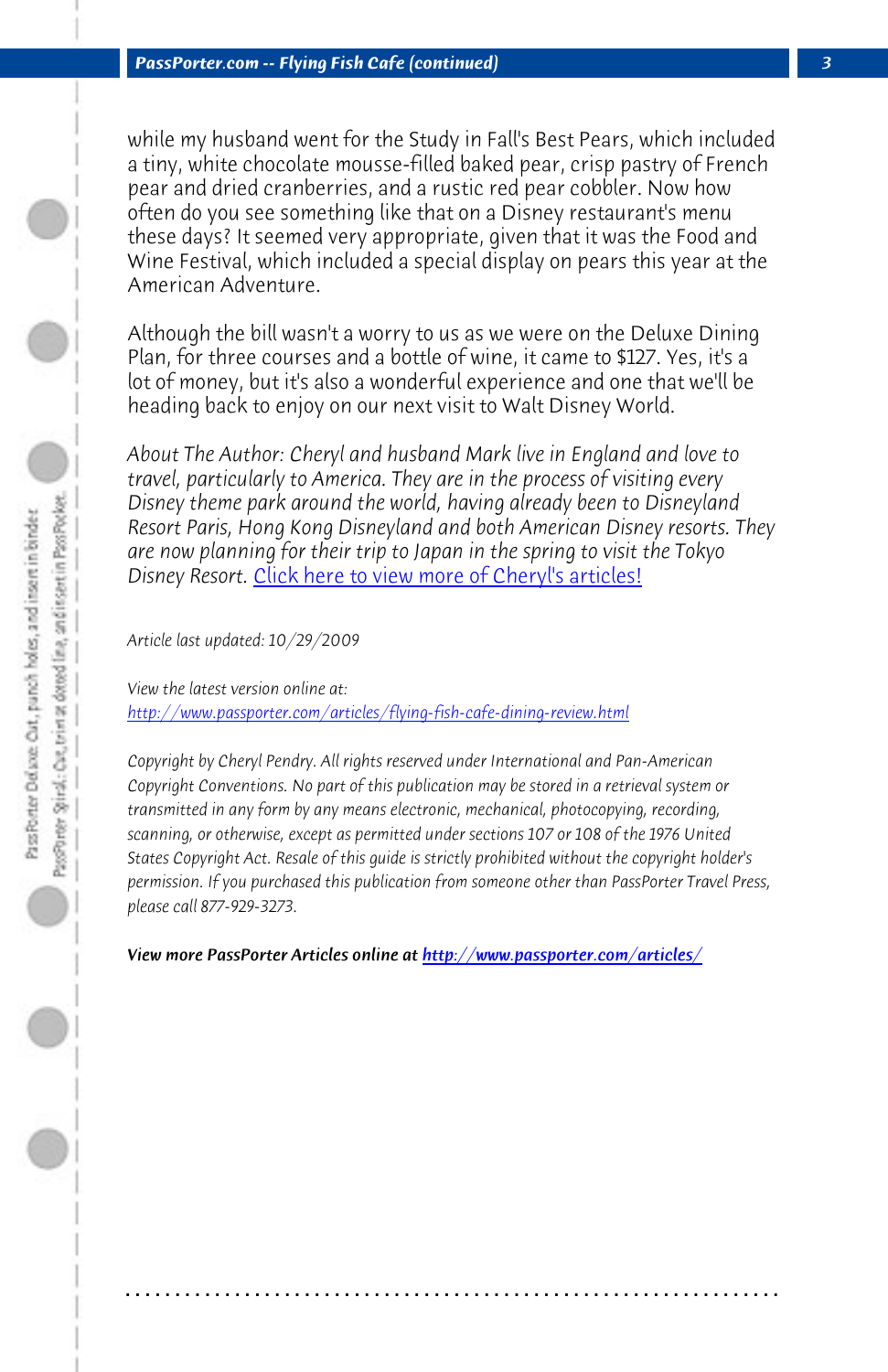while my husband went for the Study in Fall's Best Pears, which included a tiny, white chocolate mousse-filled baked pear, crisp pastry of French pear and dried cranberries, and a rustic red pear cobbler. Now how often do you see something like that on a Disney restaurant's menu these days? It seemed very appropriate, given that it was the Food and Wine Festival, which included a special display on pears this year at the American Adventure.

Although the bill wasn't a worry to us as we were on the Deluxe Dining Plan, for three courses and a bottle of wine, it came to $127. Yes, it's a lot of money, but it's also a wonderful experience and one that we'll be heading back to enjoy on our next visit to Walt Disney World.

*About The Author: Cheryl and husband Mark live in England and love to travel, particularly to America. They are in the process of visiting every Disney theme park around the world, having already been to Disneyland Resort Paris, Hong Kong Disneyland and both American Disney resorts. They are now planning for their trip to Japan in the spring to visit the Tokyo Disney Resort.* Click here to view more of Cheryl's articles!

*Article last updated: 10/29/2009*

*View the latest version online at:*
http://www.passporter.com/articles/flying-fish-cafe-dining-review.html

*Copyright by Cheryl Pendry. All rights reserved under International and Pan-American Copyright Conventions. No part of this publication may be stored in a retrieval system or transmitted in any form by any means electronic, mechanical, photocopying, recording, scanning, or otherwise, except as permitted under sections 107 or 108 of the 1976 United States Copyright Act. Resale of this guide is strictly prohibited without the copyright holder's permission. If you purchased this publication from someone other than PassPorter Travel Press, please call 877-929-3273.*

***View more PassPorter Articles online at*** **http://www.passporter.com/articles/**